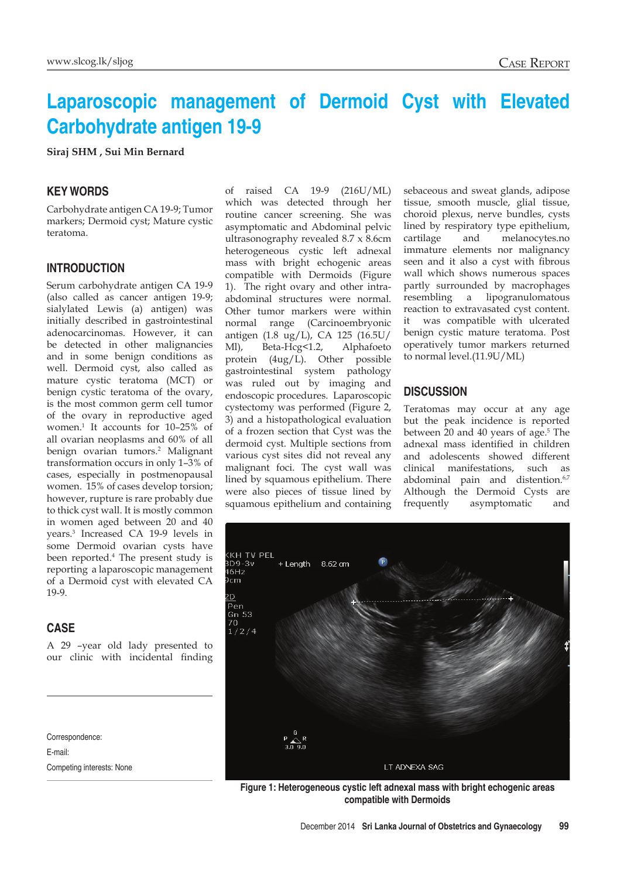# Laparoscopic management of Dermoid Cyst with Elevated Carbohydrate antigen 19-9

**Siraj SHM , Sui Min Bernard**

## KEY WORDS

Carbohydrate antigen CA 19-9; Tumor markers; Dermoid cyst; Mature cystic teratoma.

## INTRODUCTION

Serum carbohydrate antigen CA 19-9 (also called as cancer antigen 19-9; sialylated Lewis (a) antigen) was initially described in gastrointestinal adenocarcinomas. However, it can be detected in other malignancies and in some benign conditions as well. Dermoid cyst, also called as mature cystic teratoma (MCT) or benign cystic teratoma of the ovary, is the most common germ cell tumor of the ovary in reproductive aged women.[1] It accounts for 10–25% of all ovarian neoplasms and 60% of all benign ovarian tumors.[2] Malignant transformation occurs in only 1–3% of cases, especially in postmenopausal women. 15% of cases develop torsion; however, rupture is rare probably due to thick cyst wall. It is mostly common in women aged between 20 and 40 years.[3] Increased CA 19-9 levels in some Dermoid ovarian cysts have been reported.[4] The present study is reporting a laparoscopic management of a Dermoid cyst with elevated CA 19-9.

## CASE

A 29 –year old lady presented to our clinic with incidental finding of raised CA 19-9 (216U/ML) which was detected through her routine cancer screening. She was asymptomatic and Abdominal pelvic ultrasonography revealed 8.7 x 8.6cm heterogeneous cystic left adnexal mass with bright echogenic areas compatible with Dermoids (Figure 1). The right ovary and other intra-abdominal structures were normal. Other tumor markers were within normal range (Carcinoembryonic antigen (1.8 ug/L), CA 125 (16.5U/Ml), Beta-Hcg<1.2, Alphafoeto protein (4ug/L). Other possible gastrointestinal system pathology was ruled out by imaging and endoscopic procedures. Laparoscopic cystectomy was performed (Figure 2, 3) and a histopathological evaluation of a frozen section that Cyst was the dermoid cyst. Multiple sections from various cyst sites did not reveal any malignant foci. The cyst wall was lined by squamous epithelium. There were also pieces of tissue lined by squamous epithelium and containing sebaceous and sweat glands, adipose tissue, smooth muscle, glial tissue, choroid plexus, nerve bundles, cysts lined by respiratory type epithelium, cartilage and melanocytes.no immature elements nor malignancy seen and it also a cyst with fibrous wall which shows numerous spaces partly surrounded by macrophages resembling a lipogranulomatous reaction to extravasated cyst content. it was compatible with ulcerated benign cystic mature teratoma. Post operatively tumor markers returned to normal level.(11.9U/ML)

## DISCUSSION

Teratomas may occur at any age but the peak incidence is reported between 20 and 40 years of age.[5] The adnexal mass identified in children and adolescents showed different clinical manifestations, such as abdominal pain and distention.[6,7] Although the Dermoid Cysts are frequently asymptomatic and

**Figure 1: Heterogeneous cystic left adnexal mass with bright echogenic areas compatible with Dermoids**

Correspondence:

E-mail:

Competing interests: None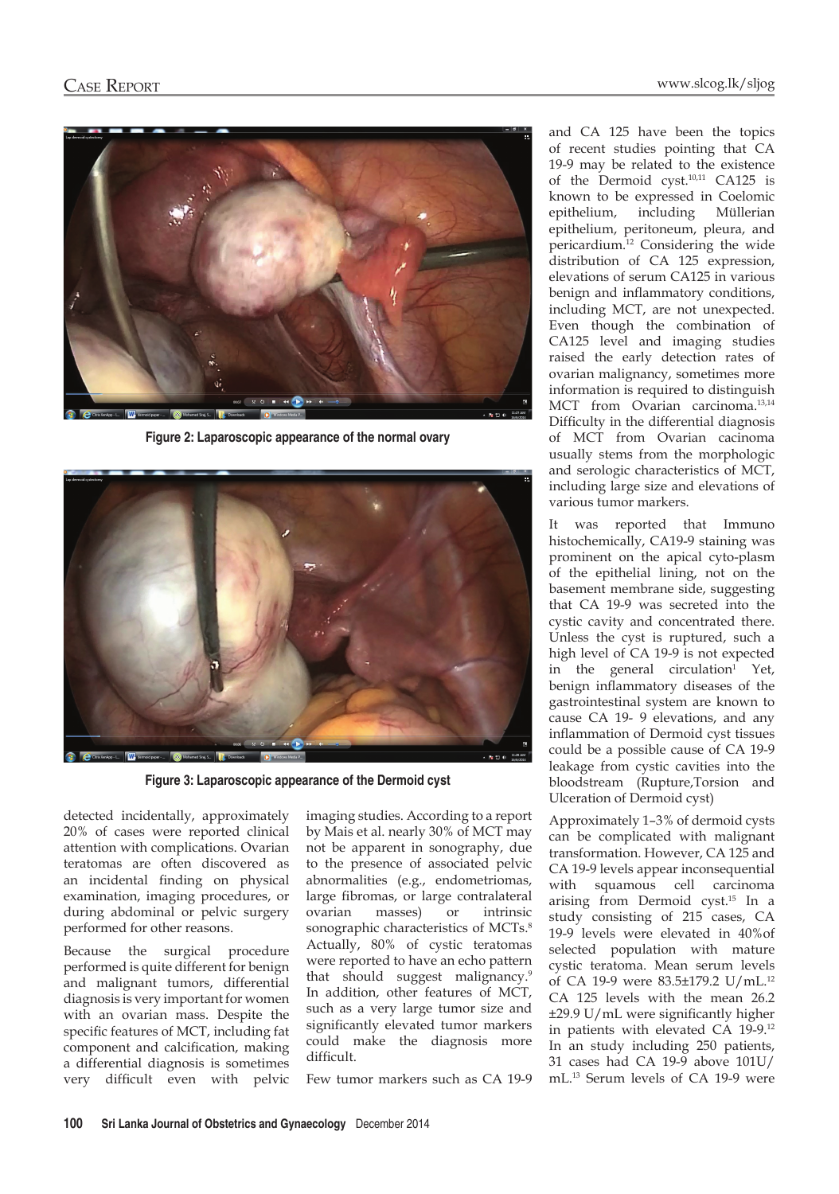Figure 2: Laparoscopic appearance of the normal ovary

Figure 3: Laparoscopic appearance of the Dermoid cyst

detected incidentally, approximately 20% of cases were reported clinical attention with complications. Ovarian teratomas are often discovered as an incidental finding on physical examination, imaging procedures, or during abdominal or pelvic surgery performed for other reasons.

Because the surgical procedure performed is quite different for benign and malignant tumors, differential diagnosis is very important for women with an ovarian mass. Despite the specific features of MCT, including fat component and calcification, making a differential diagnosis is sometimes very difficult even with pelvic imaging studies. According to a report by Mais et al. nearly 30% of MCT may not be apparent in sonography, due to the presence of associated pelvic abnormalities (e.g., endometriomas, large fibromas, or large contralateral ovarian masses) or intrinsic sonographic characteristics of MCTs.[8] Actually, 80% of cystic teratomas were reported to have an echo pattern that should suggest malignancy.[9] In addition, other features of MCT, such as a very large tumor size and significantly elevated tumor markers could make the diagnosis more difficult.

Few tumor markers such as CA 19-9 and CA 125 have been the topics of recent studies pointing that CA 19-9 may be related to the existence of the Dermoid cyst.[10,11] CA125 is known to be expressed in Coelomic epithelium, including Müllerian epithelium, peritoneum, pleura, and pericardium.[12] Considering the wide distribution of CA 125 expression, elevations of serum CA125 in various benign and inflammatory conditions, including MCT, are not unexpected. Even though the combination of CA125 level and imaging studies raised the early detection rates of ovarian malignancy, sometimes more information is required to distinguish MCT from Ovarian carcinoma.[13,14] Difficulty in the differential diagnosis of MCT from Ovarian cacinoma usually stems from the morphologic and serologic characteristics of MCT, including large size and elevations of various tumor markers.

It was reported that Immuno histochemically, CA19-9 staining was prominent on the apical cyto-plasm of the epithelial lining, not on the basement membrane side, suggesting that CA 19-9 was secreted into the cystic cavity and concentrated there. Unless the cyst is ruptured, such a high level of CA 19-9 is not expected in the general circulation[1] Yet, benign inflammatory diseases of the gastrointestinal system are known to cause CA 19- 9 elevations, and any inflammation of Dermoid cyst tissues could be a possible cause of CA 19-9 leakage from cystic cavities into the bloodstream (Rupture,Torsion and Ulceration of Dermoid cyst)

Approximately 1–3% of dermoid cysts can be complicated with malignant transformation. However, CA 125 and CA 19-9 levels appear inconsequential with squamous cell carcinoma arising from Dermoid cyst.[15] In a study consisting of 215 cases, CA 19-9 levels were elevated in 40%of selected population with mature cystic teratoma. Mean serum levels of CA 19-9 were 83.5±179.2 U/mL.[12] CA 125 levels with the mean 26.2 ±29.9 U/mL were significantly higher in patients with elevated CA 19-9.[12] In an study including 250 patients, 31 cases had CA 19-9 above 101U/mL.[13] Serum levels of CA 19-9 were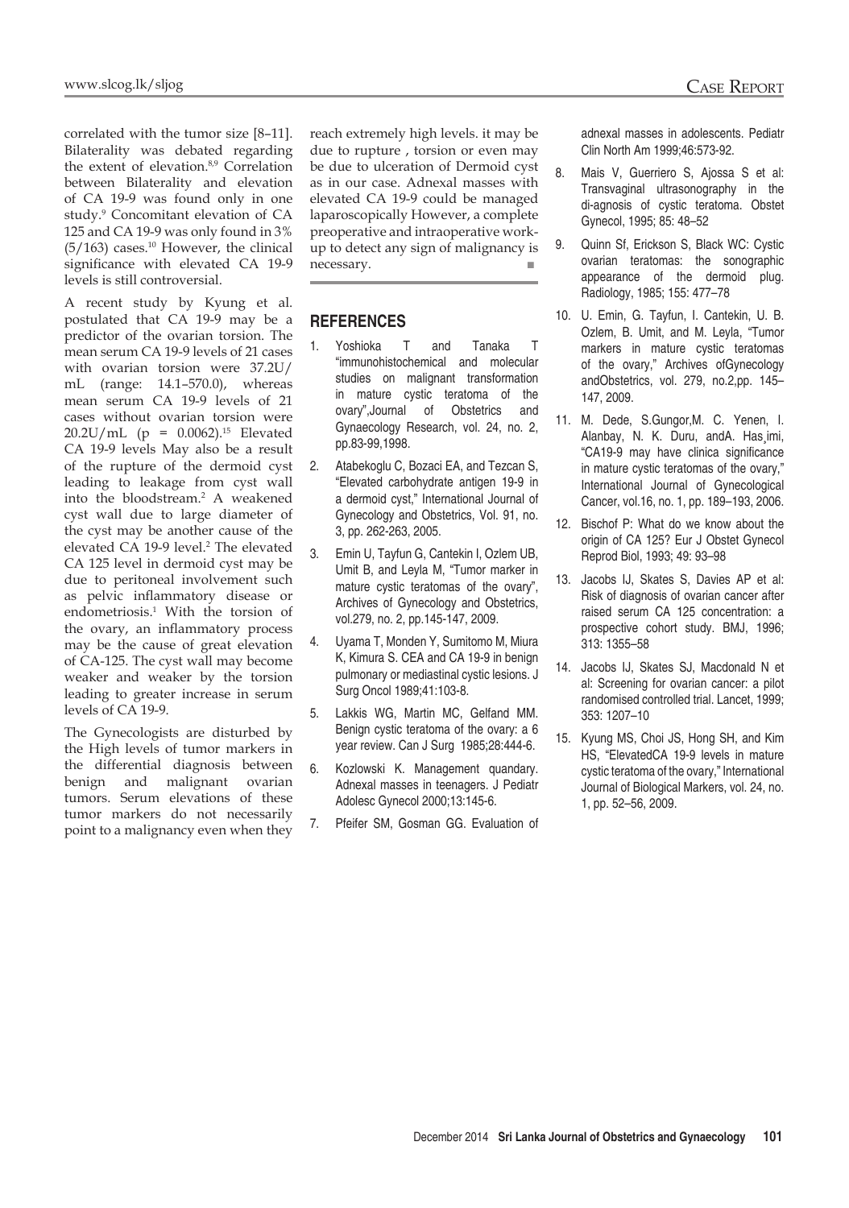correlated with the tumor size [8–11]. Bilaterality was debated regarding the extent of elevation.[8,9] Correlation between Bilaterality and elevation of CA 19-9 was found only in one study.[9] Concomitant elevation of CA 125 and CA 19-9 was only found in 3% (5/163) cases.[10] However, the clinical significance with elevated CA 19-9 levels is still controversial.

A recent study by Kyung et al. postulated that CA 19-9 may be a predictor of the ovarian torsion. The mean serum CA 19-9 levels of 21 cases with ovarian torsion were 37.2U/mL (range: 14.1–570.0), whereas mean serum CA 19-9 levels of 21 cases without ovarian torsion were 20.2U/mL ($p = 0.0062$).[15] Elevated CA 19-9 levels May also be a result of the rupture of the dermoid cyst leading to leakage from cyst wall into the bloodstream.[2] A weakened cyst wall due to large diameter of the cyst may be another cause of the elevated CA 19-9 level.[2] The elevated CA 125 level in dermoid cyst may be due to peritoneal involvement such as pelvic inflammatory disease or endometriosis.[1] With the torsion of the ovary, an inflammatory process may be the cause of great elevation of CA-125. The cyst wall may become weaker and weaker by the torsion leading to greater increase in serum levels of CA 19-9.

The Gynecologists are disturbed by the High levels of tumor markers in the differential diagnosis between benign and malignant ovarian tumors. Serum elevations of these tumor markers do not necessarily point to a malignancy even when they reach extremely high levels. it may be due to rupture , torsion or even may be due to ulceration of Dermoid cyst as in our case. Adnexal masses with elevated CA 19-9 could be managed laparoscopically However, a complete preoperative and intraoperative work-up to detect any sign of malignancy is necessary.

## REFERENCES

1. Yoshioka T and Tanaka T "immunohistochemical and molecular studies on malignant transformation in mature cystic teratoma of the ovary",Journal of Obstetrics and Gynaecology Research, vol. 24, no. 2, pp.83-99,1998.
2. Atabekoglu C, Bozaci EA, and Tezcan S, "Elevated carbohydrate antigen 19-9 in a dermoid cyst," International Journal of Gynecology and Obstetrics, Vol. 91, no. 3, pp. 262-263, 2005.
3. Emin U, Tayfun G, Cantekin I, Ozlem UB, Umit B, and Leyla M, "Tumor marker in mature cystic teratomas of the ovary", Archives of Gynecology and Obstetrics, vol.279, no. 2, pp.145-147, 2009.
4. Uyama T, Monden Y, Sumitomo M, Miura K, Kimura S. CEA and CA 19-9 in benign pulmonary or mediastinal cystic lesions. J Surg Oncol 1989;41:103-8.
5. Lakkis WG, Martin MC, Gelfand MM. Benign cystic teratoma of the ovary: a 6 year review. Can J Surg 1985;28:444-6.
6. Kozlowski K. Management quandary. Adnexal masses in teenagers. J Pediatr Adolesc Gynecol 2000;13:145-6.
7. Pfeifer SM, Gosman GG. Evaluation of adnexal masses in adolescents. Pediatr Clin North Am 1999;46:573-92.
8. Mais V, Guerriero S, Ajossa S et al: Transvaginal ultrasonography in the di-agnosis of cystic teratoma. Obstet Gynecol, 1995; 85: 48–52
9. Quinn Sf, Erickson S, Black WC: Cystic ovarian teratomas: the sonographic appearance of the dermoid plug. Radiology, 1985; 155: 477–78
10. U. Emin, G. Tayfun, I. Cantekin, U. B. Ozlem, B. Umit, and M. Leyla, "Tumor markers in mature cystic teratomas of the ovary," Archives ofGynecology andObstetrics, vol. 279, no.2,pp. 145–147, 2009.
11. M. Dede, S.Gungor,M. C. Yenen, I. Alanbay, N. K. Duru, andA. Has¸imi, "CA19-9 may have clinica significance in mature cystic teratomas of the ovary," International Journal of Gynecological Cancer, vol.16, no. 1, pp. 189–193, 2006.
12. Bischof P: What do we know about the origin of CA 125? Eur J Obstet Gynecol Reprod Biol, 1993; 49: 93–98
13. Jacobs IJ, Skates S, Davies AP et al: Risk of diagnosis of ovarian cancer after raised serum CA 125 concentration: a prospective cohort study. BMJ, 1996; 313: 1355–58
14. Jacobs IJ, Skates SJ, Macdonald N et al: Screening for ovarian cancer: a pilot randomised controlled trial. Lancet, 1999; 353: 1207–10
15. Kyung MS, Choi JS, Hong SH, and Kim HS, "ElevatedCA 19-9 levels in mature cystic teratoma of the ovary," International Journal of Biological Markers, vol. 24, no. 1, pp. 52–56, 2009.